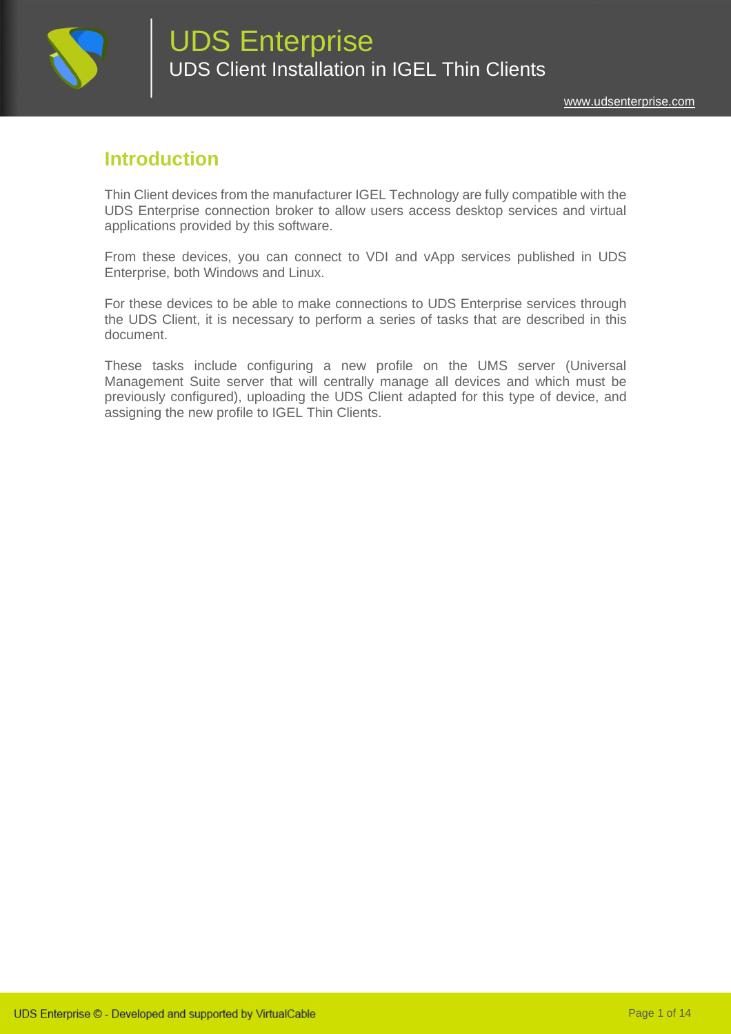# UDS Enterprise

## UDS Client Installation in IGEL Thin Clients

www.udsenterprise.com

## Introduction

Thin Client devices from the manufacturer IGEL Technology are fully compatible with the UDS Enterprise connection broker to allow users access desktop services and virtual applications provided by this software.

From these devices, you can connect to VDI and vApp services published in UDS Enterprise, both Windows and Linux.

For these devices to be able to make connections to UDS Enterprise services through the UDS Client, it is necessary to perform a series of tasks that are described in this document.

These tasks include configuring a new profile on the UMS server (Universal Management Suite server that will centrally manage all devices and which must be previously configured), uploading the UDS Client adapted for this type of device, and assigning the new profile to IGEL Thin Clients.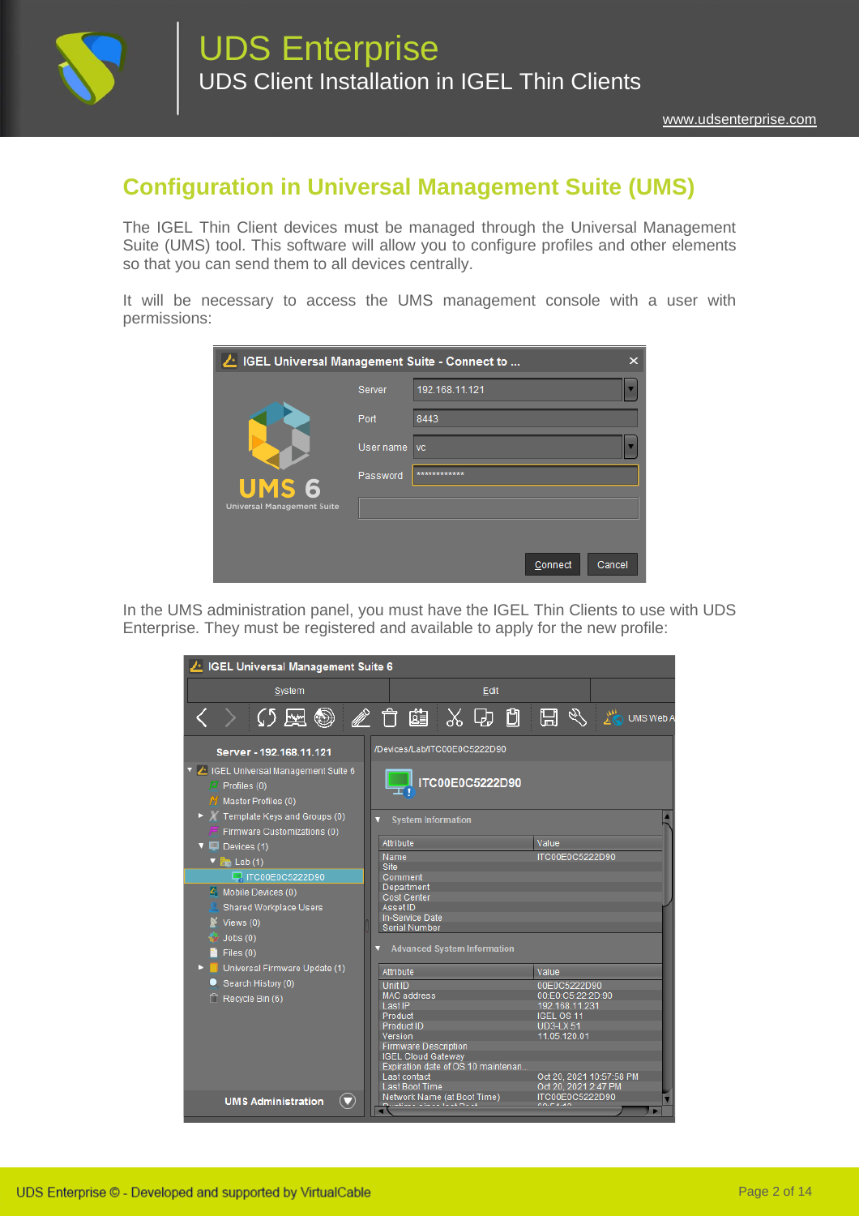## Configuration in Universal Management Suite (UMS)

The IGEL Thin Client devices must be managed through the Universal Management Suite (UMS) tool. This software will allow you to configure profiles and other elements so that you can send them to all devices centrally.

It will be necessary to access the UMS management console with a user with permissions:

In the UMS administration panel, you must have the IGEL Thin Clients to use with UDS Enterprise. They must be registered and available to apply for the new profile: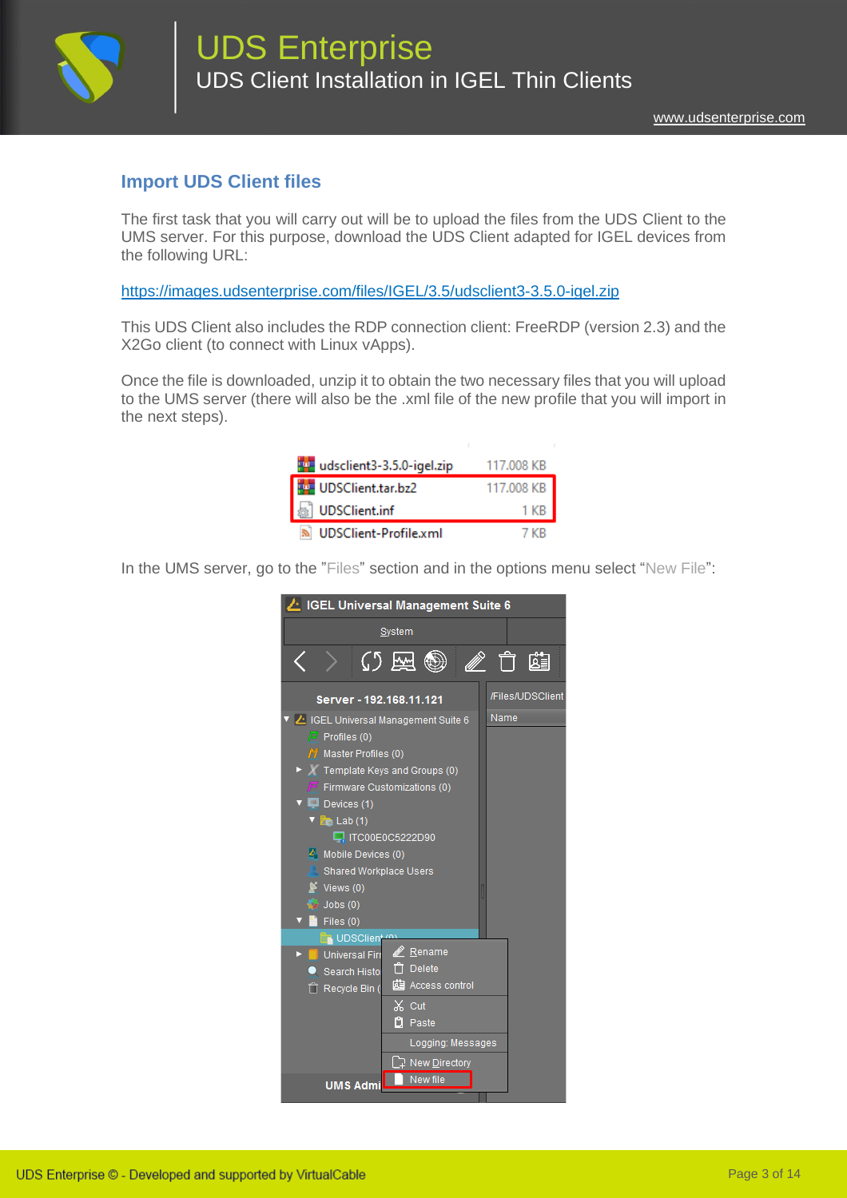## Import UDS Client files

The first task that you will carry out will be to upload the files from the UDS Client to the UMS server. For this purpose, download the UDS Client adapted for IGEL devices from the following URL:

https://images.udsenterprise.com/files/IGEL/3.5/udsclient3-3.5.0-igel.zip

This UDS Client also includes the RDP connection client: FreeRDP (version 2.3) and the X2Go client (to connect with Linux vApps).

Once the file is downloaded, unzip it to obtain the two necessary files that you will upload to the UMS server (there will also be the .xml file of the new profile that you will import in the next steps).

In the UMS server, go to the "Files" section and in the options menu select "New File":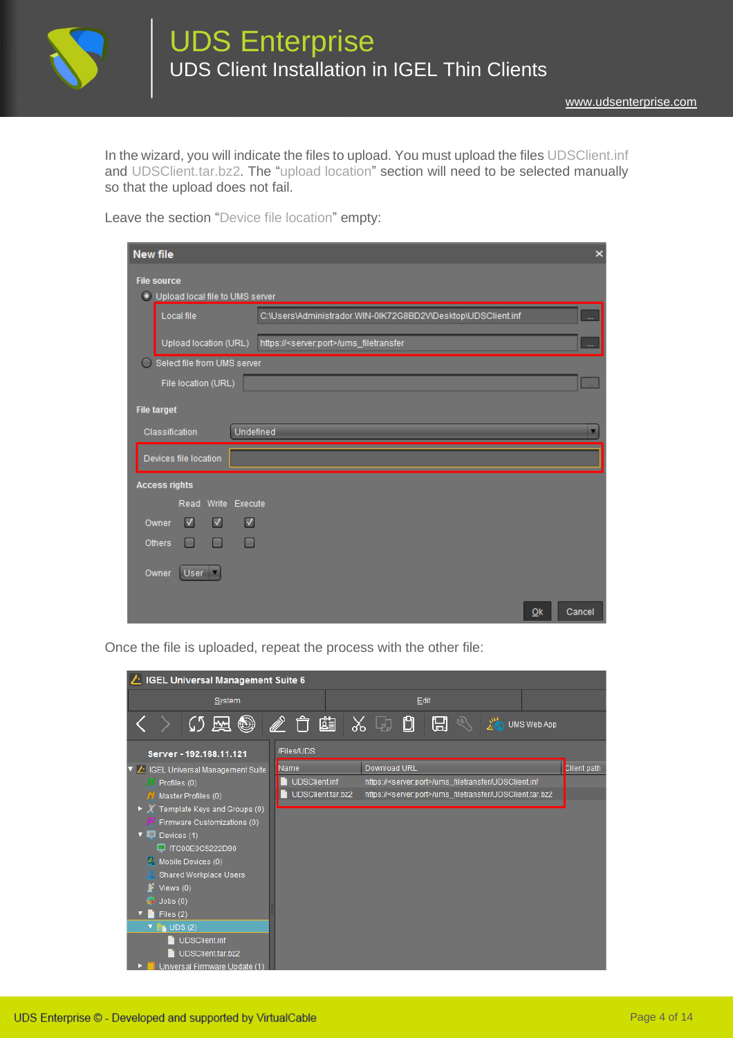In the wizard, you will indicate the files to upload. You must upload the files UDSClient.inf and UDSClient.tar.bz2. The "upload location" section will need to be selected manually so that the upload does not fail.

Leave the section "Device file location" empty:

Once the file is uploaded, repeat the process with the other file: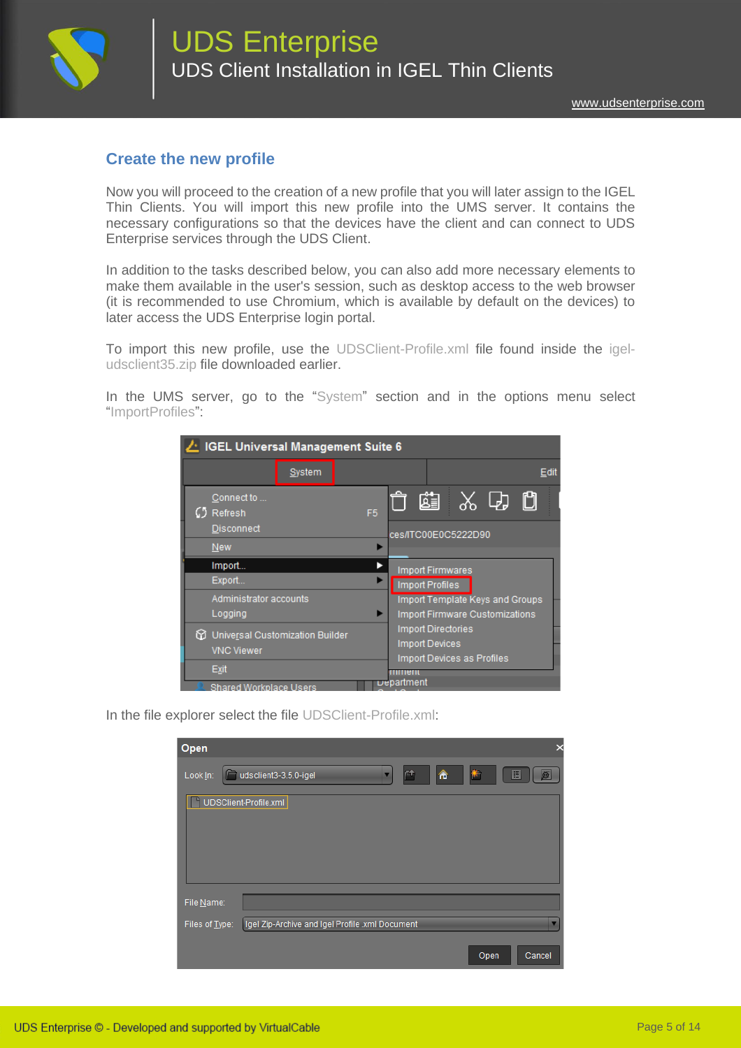## Create the new profile

Now you will proceed to the creation of a new profile that you will later assign to the IGEL Thin Clients. You will import this new profile into the UMS server. It contains the necessary configurations so that the devices have the client and can connect to UDS Enterprise services through the UDS Client.

In addition to the tasks described below, you can also add more necessary elements to make them available in the user's session, such as desktop access to the web browser (it is recommended to use Chromium, which is available by default on the devices) to later access the UDS Enterprise login portal.

To import this new profile, use the UDSClient-Profile.xml file found inside the igel-udsclient35.zip file downloaded earlier.

In the UMS server, go to the "System" section and in the options menu select "ImportProfiles":

In the file explorer select the file UDSClient-Profile.xml: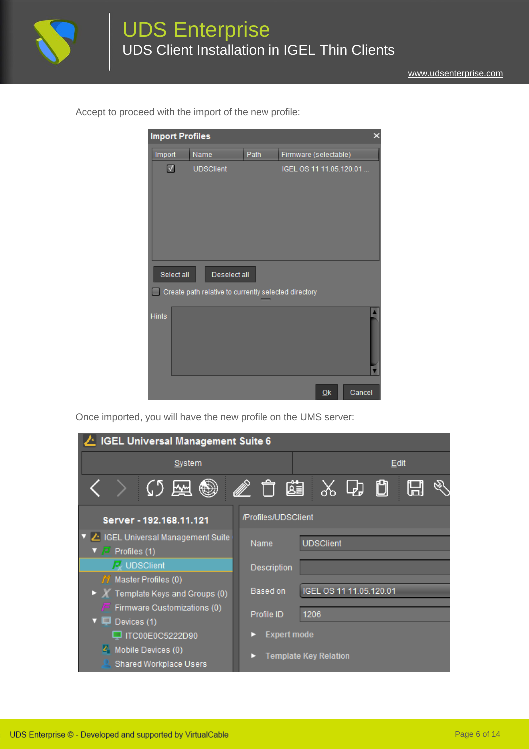Accept to proceed with the import of the new profile:

Once imported, you will have the new profile on the UMS server: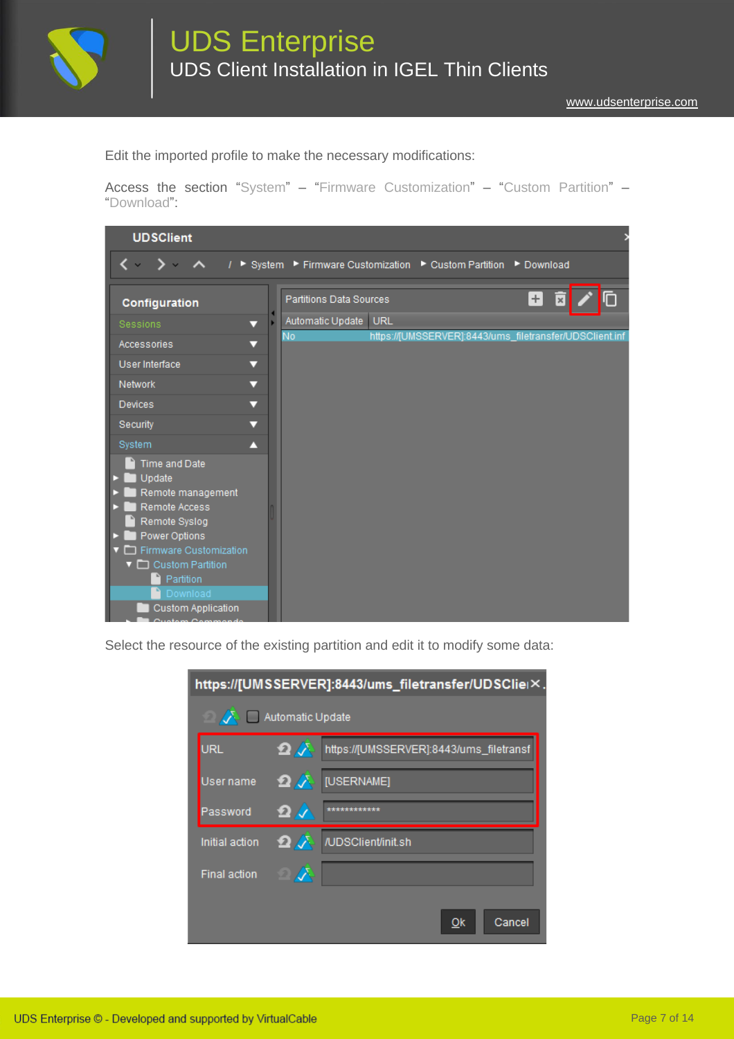Edit the imported profile to make the necessary modifications:

Access the section "System" – "Firmware Customization" – "Custom Partition" – "Download":

Select the resource of the existing partition and edit it to modify some data: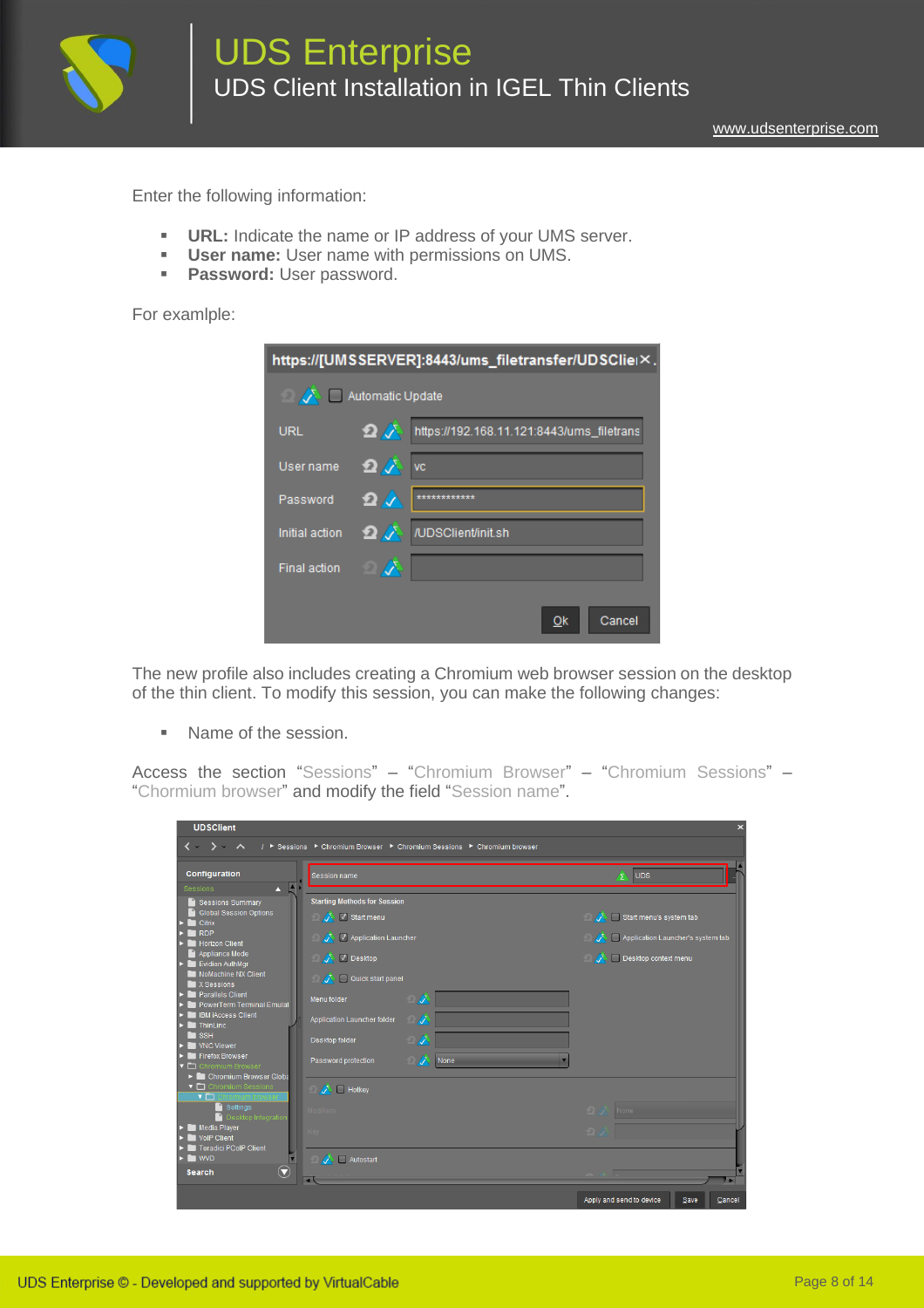Enter the following information:

- **URL:** Indicate the name or IP address of your UMS server.
- **User name:** User name with permissions on UMS.
- **Password:** User password.

For examlple:

The new profile also includes creating a Chromium web browser session on the desktop of the thin client. To modify this session, you can make the following changes:

- Name of the session.

Access the section "Sessions" – "Chromium Browser" – "Chromium Sessions" – "Chormium browser" and modify the field "Session name".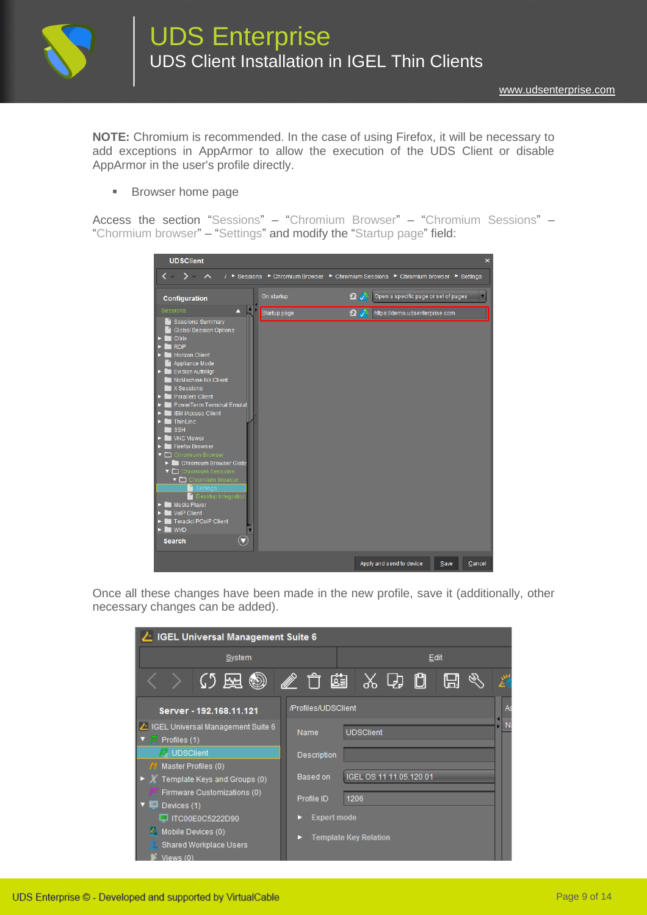**NOTE:** Chromium is recommended. In the case of using Firefox, it will be necessary to add exceptions in AppArmor to allow the execution of the UDS Client or disable AppArmor in the user's profile directly.

- Browser home page

Access the section "Sessions" – "Chromium Browser" – "Chromium Sessions" – "Chormium browser" – "Settings" and modify the "Startup page" field:

Once all these changes have been made in the new profile, save it (additionally, other necessary changes can be added).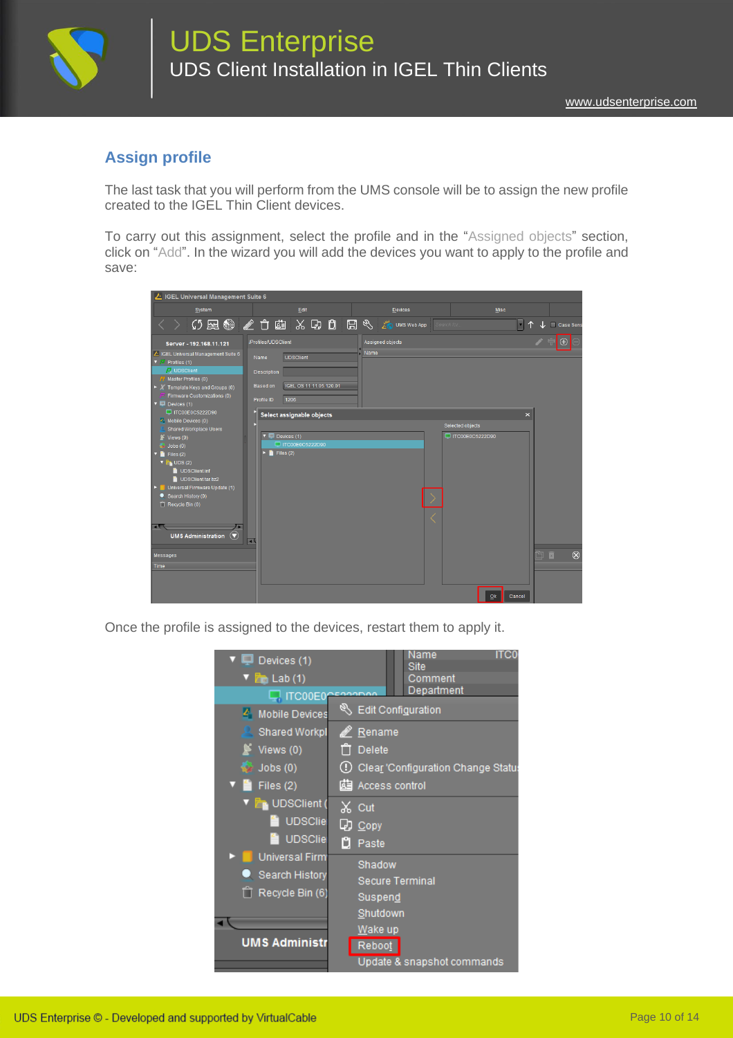## Assign profile

The last task that you will perform from the UMS console will be to assign the new profile created to the IGEL Thin Client devices.

To carry out this assignment, select the profile and in the "Assigned objects" section, click on "Add". In the wizard you will add the devices you want to apply to the profile and save:

Once the profile is assigned to the devices, restart them to apply it.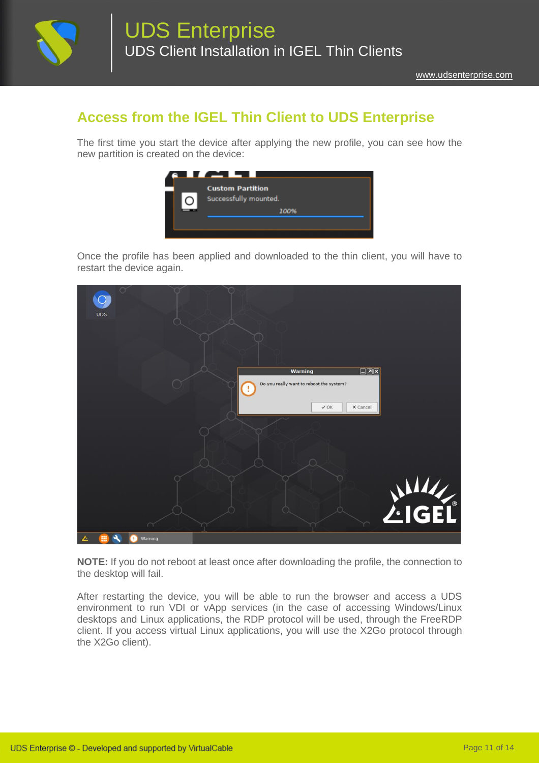## Access from the IGEL Thin Client to UDS Enterprise

The first time you start the device after applying the new profile, you can see how the new partition is created on the device:

Once the profile has been applied and downloaded to the thin client, you will have to restart the device again.

**NOTE:** If you do not reboot at least once after downloading the profile, the connection to the desktop will fail.

After restarting the device, you will be able to run the browser and access a UDS environment to run VDI or vApp services (in the case of accessing Windows/Linux desktops and Linux applications, the RDP protocol will be used, through the FreeRDP client. If you access virtual Linux applications, you will use the X2Go protocol through the X2Go client).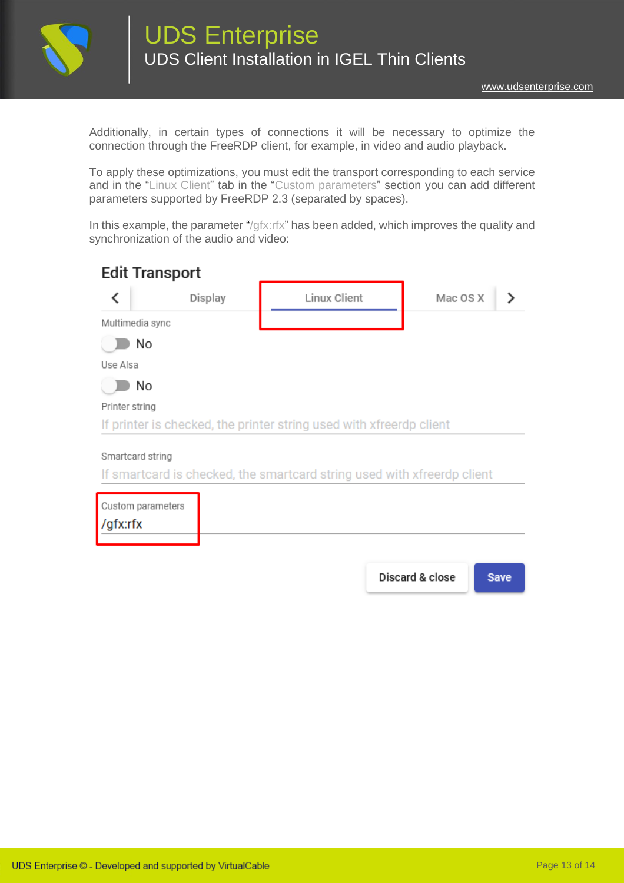Additionally, in certain types of connections it will be necessary to optimize the connection through the FreeRDP client, for example, in video and audio playback.

To apply these optimizations, you must edit the transport corresponding to each service and in the "Linux Client" tab in the "Custom parameters" section you can add different parameters supported by FreeRDP 2.3 (separated by spaces).

In this example, the parameter "/gfx:rfx" has been added, which improves the quality and synchronization of the audio and video:

**Edit Transport**

Display | Linux Client | Mac OS X

Multimedia sync

No

Use Alsa

No

Printer string

If printer is checked, the printer string used with xfreerdp client

Smartcard string

If smartcard is checked, the smartcard string used with xfreerdp client

Custom parameters

/gfx:rfx

Discard & close | Save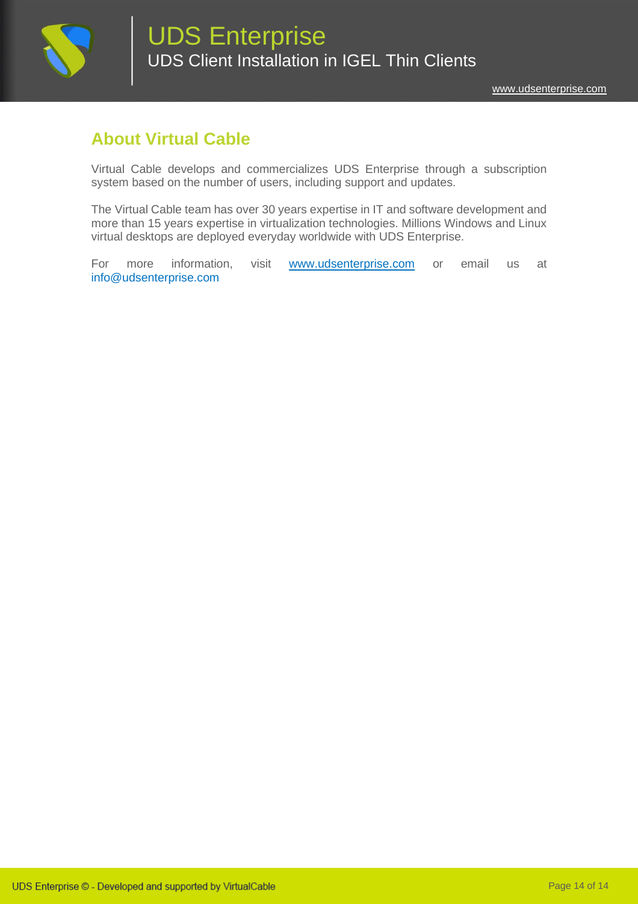## About Virtual Cable

Virtual Cable develops and commercializes UDS Enterprise through a subscription system based on the number of users, including support and updates.

The Virtual Cable team has over 30 years expertise in IT and software development and more than 15 years expertise in virtualization technologies. Millions Windows and Linux virtual desktops are deployed everyday worldwide with UDS Enterprise.

For more information, visit www.udsenterprise.com or email us at info@udsenterprise.com